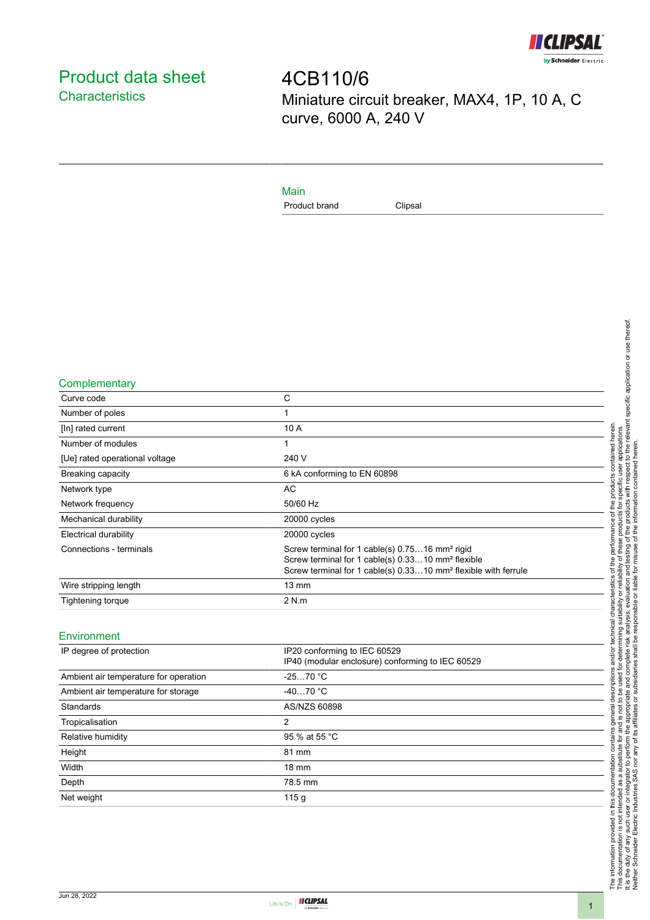# Product data sheet

## Characteristics

# 4CB110/6

Miniature circuit breaker, MAX4, 1P, 10 A, C curve, 6000 A, 240 V

## Main

| | |
|---|---|
| Product brand | Clipsal |

## Complementary

| | |
|---|---|
| Curve code | C |
| Number of poles | 1 |
| [In] rated current | 10 A |
| Number of modules | 1 |
| [Ue] rated operational voltage | 240 V |
| Breaking capacity | 6 kA conforming to EN 60898 |
| Network type | AC |
| Network frequency | 50/60 Hz |
| Mechanical durability | 20000 cycles |
| Electrical durability | 20000 cycles |
| Connections - terminals | Screw terminal for 1 cable(s) 0.75…16 mm² rigid<br>Screw terminal for 1 cable(s) 0.33…10 mm² flexible<br>Screw terminal for 1 cable(s) 0.33…10 mm² flexible with ferrule |
| Wire stripping length | 13 mm |
| Tightening torque | 2 N.m |

## Environment

| | |
|---|---|
| IP degree of protection | IP20 conforming to IEC 60529<br>IP40 (modular enclosure) conforming to IEC 60529 |
| Ambient air temperature for operation | -25…70 °C |
| Ambient air temperature for storage | -40…70 °C |
| Standards | AS/NZS 60898 |
| Tropicalisation | 2 |
| Relative humidity | 95 % at 55 °C |
| Height | 81 mm |
| Width | 18 mm |
| Depth | 78.5 mm |
| Net weight | 115 g |

The information provided in this documentation contains general descriptions and/or technical characteristics of the performance of the products contained herein.
This documentation is not intended as a substitute for and is not to be used for determining suitability or reliability of these products for specific user applications.
It is the duty of any such user or integrator to perform the appropriate and complete risk analysis, evaluation and testing of the products with respect to the relevant specific application or use thereof.
Neither Schneider Electric Industries SAS nor any of its affiliates or subsidiaries shall be responsible or liable for misuse of the information contained herein.

Jun 28, 2022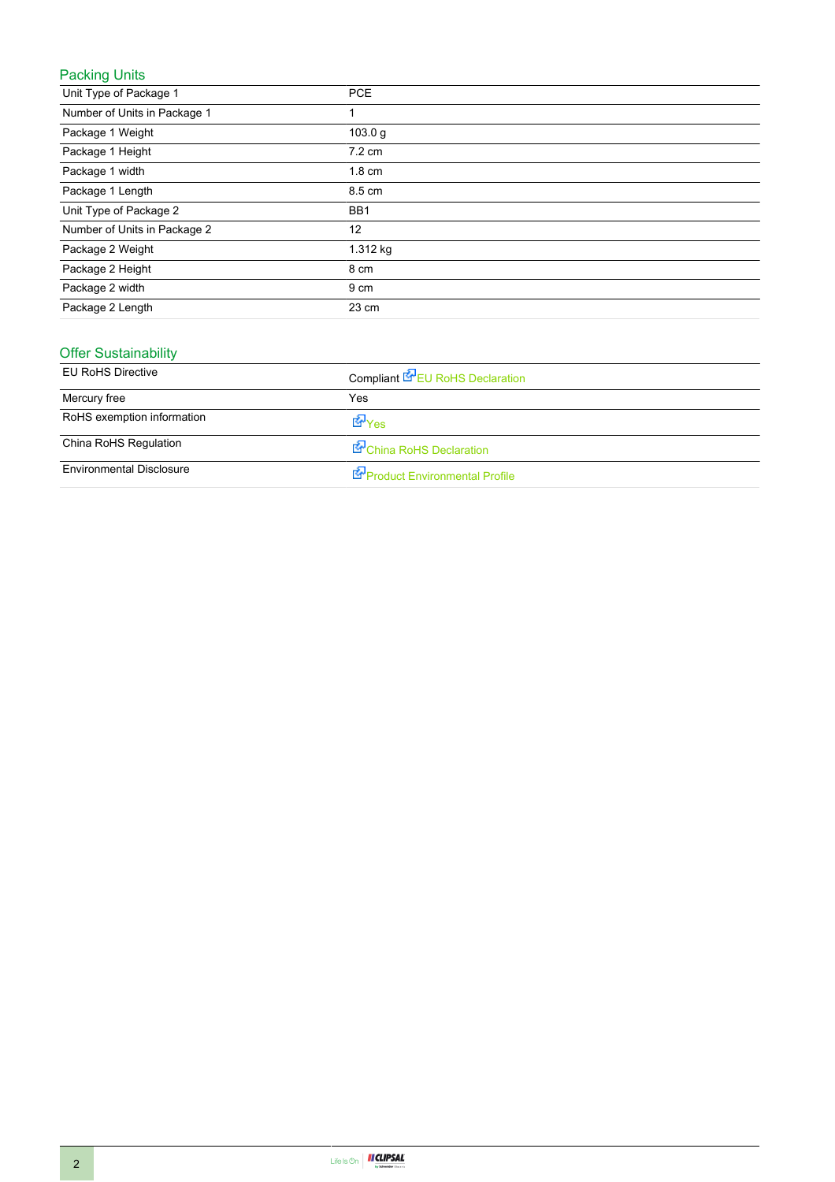## Packing Units

| | |
|---|---|
| Unit Type of Package 1 | PCE |
| Number of Units in Package 1 | 1 |
| Package 1 Weight | 103.0 g |
| Package 1 Height | 7.2 cm |
| Package 1 width | 1.8 cm |
| Package 1 Length | 8.5 cm |
| Unit Type of Package 2 | BB1 |
| Number of Units in Package 2 | 12 |
| Package 2 Weight | 1.312 kg |
| Package 2 Height | 8 cm |
| Package 2 width | 9 cm |
| Package 2 Length | 23 cm |

## Offer Sustainability

| | |
|---|---|
| EU RoHS Directive | Compliant EU RoHS Declaration |
| Mercury free | Yes |
| RoHS exemption information | Yes |
| China RoHS Regulation | China RoHS Declaration |
| Environmental Disclosure | Product Environmental Profile |